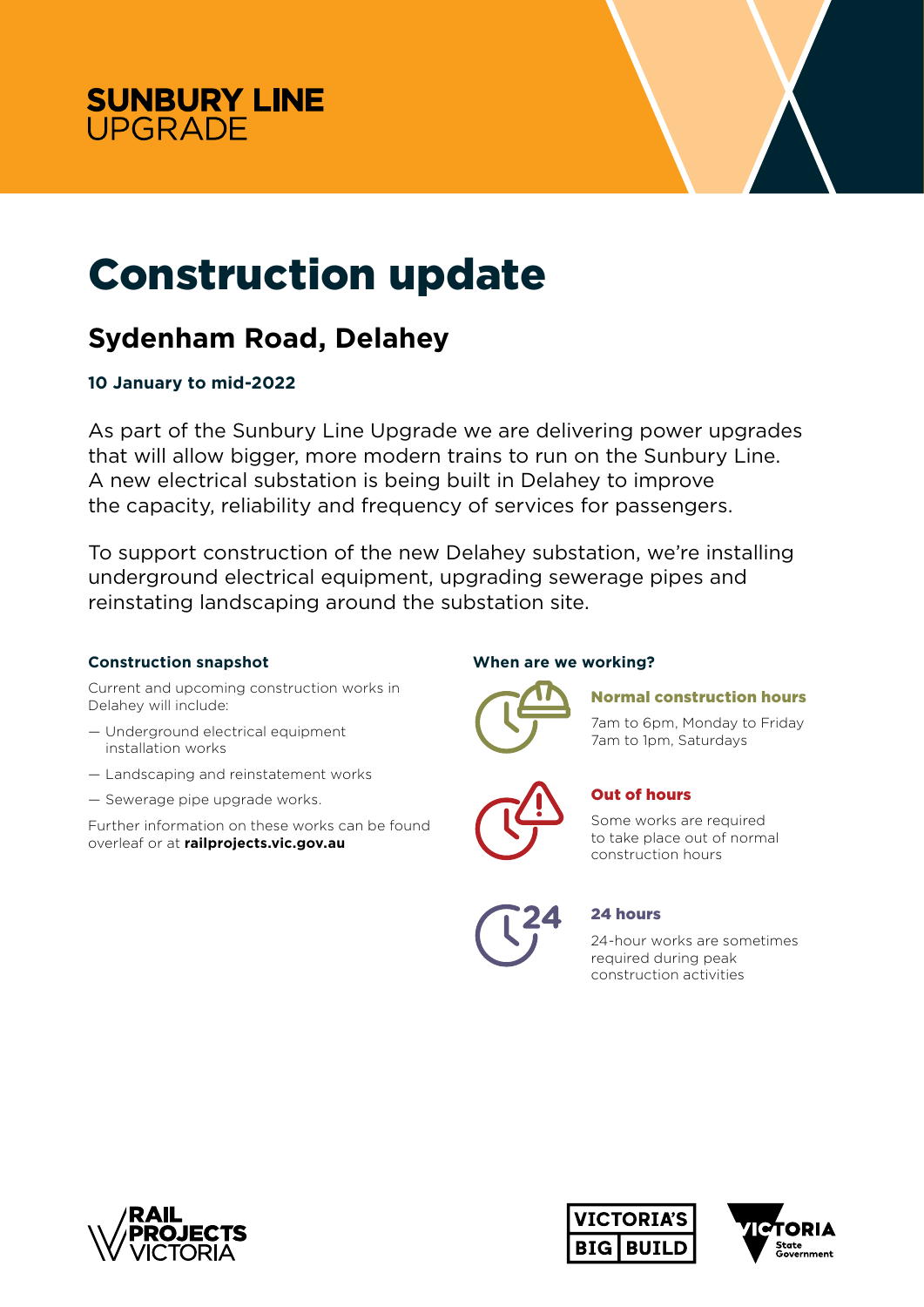**SUNBURY LINE**
UPGRADE

# Construction update

## Sydenham Road, Delahey

**10 January to mid-2022**

As part of the Sunbury Line Upgrade we are delivering power upgrades that will allow bigger, more modern trains to run on the Sunbury Line. A new electrical substation is being built in Delahey to improve the capacity, reliability and frequency of services for passengers.

To support construction of the new Delahey substation, we're installing underground electrical equipment, upgrading sewerage pipes and reinstating landscaping around the substation site.

### Construction snapshot

Current and upcoming construction works in Delahey will include:

- Underground electrical equipment installation works
- Landscaping and reinstatement works
- Sewerage pipe upgrade works.

Further information on these works can be found overleaf or at **railprojects.vic.gov.au**

### When are we working?

**Normal construction hours**

7am to 6pm, Monday to Friday
7am to 1pm, Saturdays

**Out of hours**

Some works are required to take place out of normal construction hours

**24 hours**

24-hour works are sometimes required during peak construction activities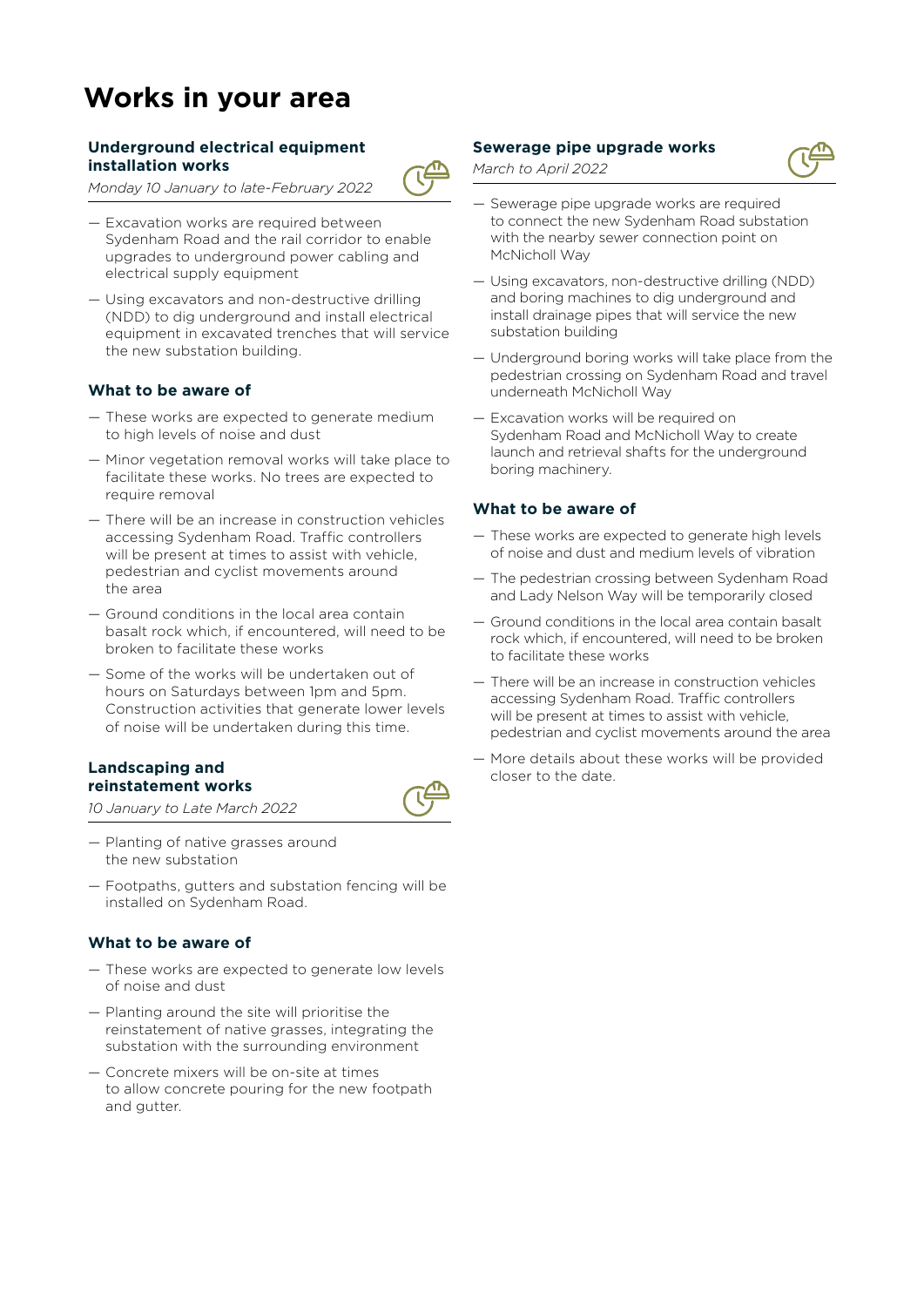# Works in your area

### Underground electrical equipment installation works

*Monday 10 January to late-February 2022*

- Excavation works are required between Sydenham Road and the rail corridor to enable upgrades to underground power cabling and electrical supply equipment
- Using excavators and non-destructive drilling (NDD) to dig underground and install electrical equipment in excavated trenches that will service the new substation building.

#### What to be aware of

- These works are expected to generate medium to high levels of noise and dust
- Minor vegetation removal works will take place to facilitate these works. No trees are expected to require removal
- There will be an increase in construction vehicles accessing Sydenham Road. Traffic controllers will be present at times to assist with vehicle, pedestrian and cyclist movements around the area
- Ground conditions in the local area contain basalt rock which, if encountered, will need to be broken to facilitate these works
- Some of the works will be undertaken out of hours on Saturdays between 1pm and 5pm. Construction activities that generate lower levels of noise will be undertaken during this time.

### Landscaping and reinstatement works

*10 January to Late March 2022*

- Planting of native grasses around the new substation
- Footpaths, gutters and substation fencing will be installed on Sydenham Road.

#### What to be aware of

- These works are expected to generate low levels of noise and dust
- Planting around the site will prioritise the reinstatement of native grasses, integrating the substation with the surrounding environment
- Concrete mixers will be on-site at times to allow concrete pouring for the new footpath and gutter.

### Sewerage pipe upgrade works

*March to April 2022*

- Sewerage pipe upgrade works are required to connect the new Sydenham Road substation with the nearby sewer connection point on McNicholl Way
- Using excavators, non-destructive drilling (NDD) and boring machines to dig underground and install drainage pipes that will service the new substation building
- Underground boring works will take place from the pedestrian crossing on Sydenham Road and travel underneath McNicholl Way
- Excavation works will be required on Sydenham Road and McNicholl Way to create launch and retrieval shafts for the underground boring machinery.

#### What to be aware of

- These works are expected to generate high levels of noise and dust and medium levels of vibration
- The pedestrian crossing between Sydenham Road and Lady Nelson Way will be temporarily closed
- Ground conditions in the local area contain basalt rock which, if encountered, will need to be broken to facilitate these works
- There will be an increase in construction vehicles accessing Sydenham Road. Traffic controllers will be present at times to assist with vehicle, pedestrian and cyclist movements around the area
- More details about these works will be provided closer to the date.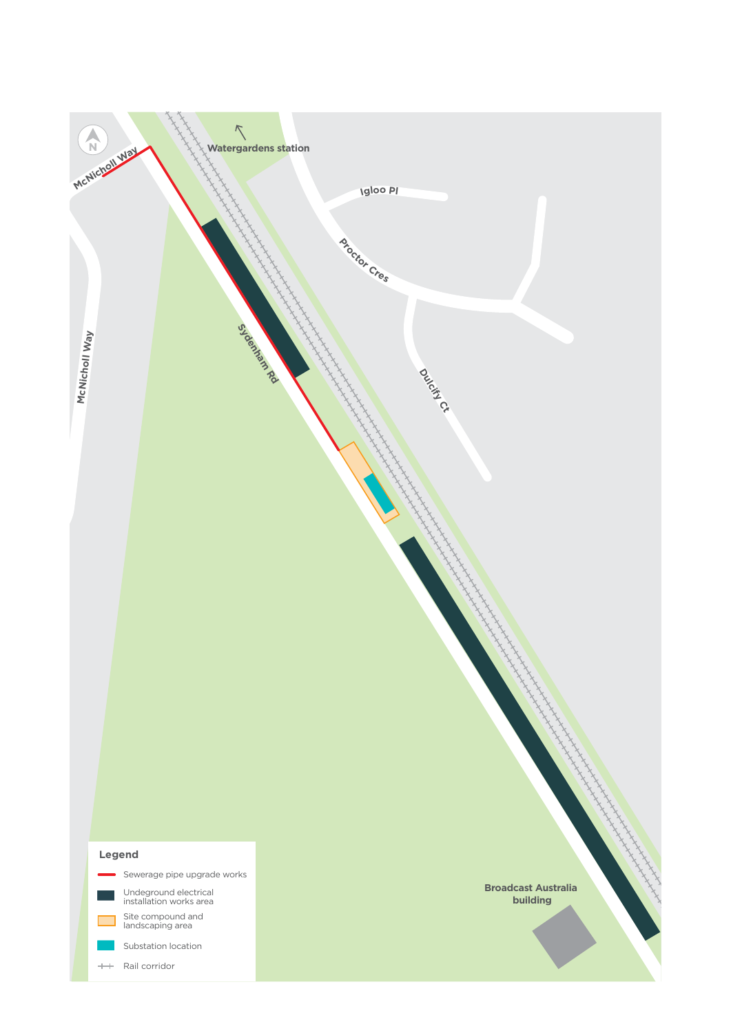N

Watergardens station

McNicholl Way

Igloo Pl

Proctor Cres

Sydenham Rd

Dulcify Ct

McNicholl Way

Broadcast Australia building

**Legend**

- Sewerage pipe upgrade works
- Undeground electrical installation works area
- Site compound and landscaping area
- Substation location
- Rail corridor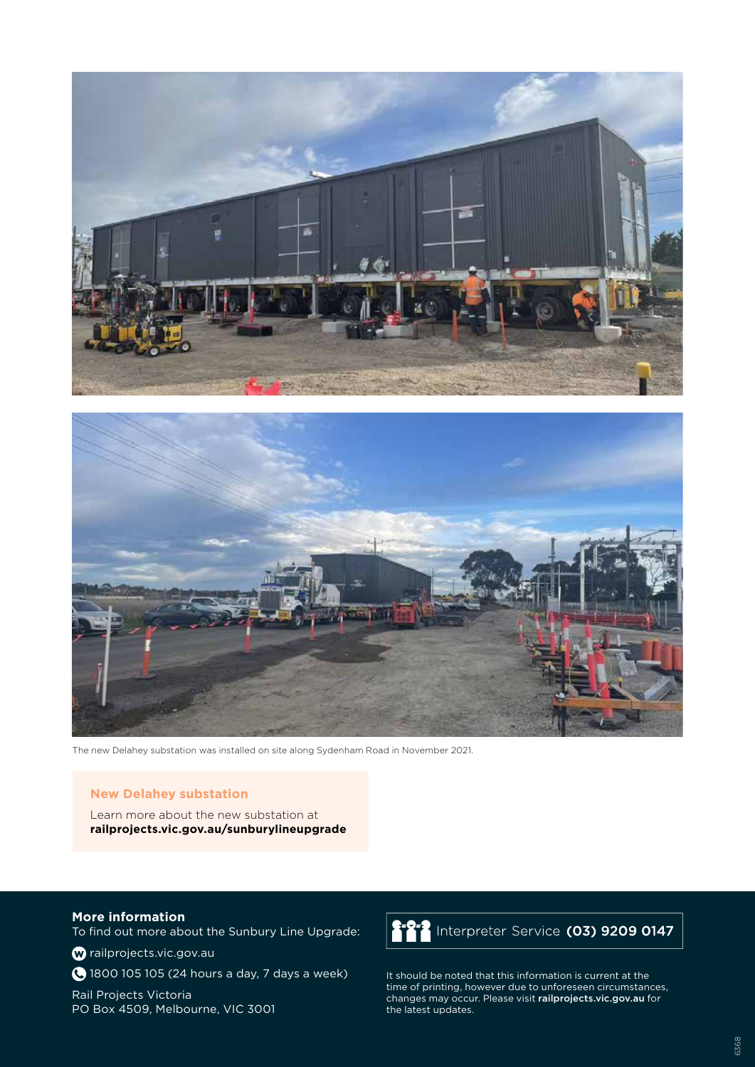The new Delahey substation was installed on site along Sydenham Road in November 2021.

### New Delahey substation

Learn more about the new substation at **railprojects.vic.gov.au/sunburylineupgrade**

**More information**

To find out more about the Sunbury Line Upgrade:

railprojects.vic.gov.au

1800 105 105 (24 hours a day, 7 days a week)

Rail Projects Victoria
PO Box 4509, Melbourne, VIC 3001

Interpreter Service **(03) 9209 0147**

It should be noted that this information is current at the time of printing, however due to unforeseen circumstances, changes may occur. Please visit **railprojects.vic.gov.au** for the latest updates.

6368